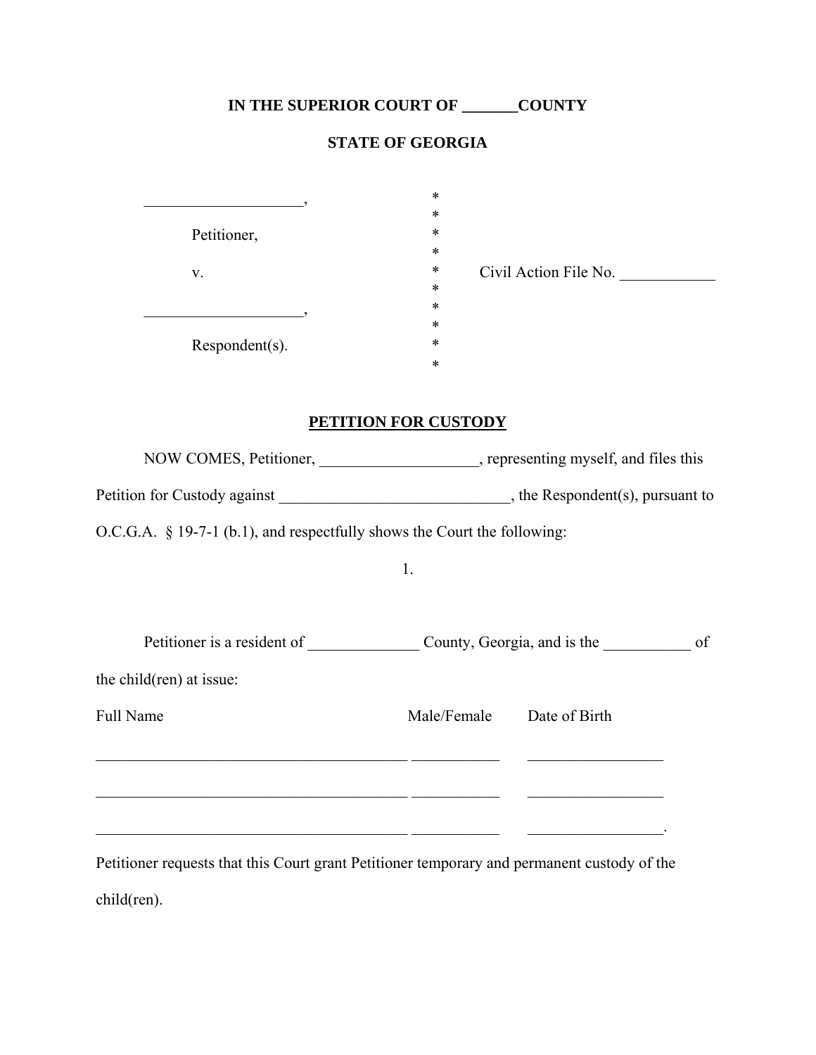**IN THE SUPERIOR COURT OF _______COUNTY**

**STATE OF GEORGIA**

| | | |
|---|---|---|
| ____________________, | * | |
| | * | |
| Petitioner, | * | |
| | * | |
| v. | * | Civil Action File No. ____________ |
| | * | |
| ____________________, | * | |
| | * | |
| Respondent(s). | * | |
| | * | |

**PETITION FOR CUSTODY**

NOW COMES, Petitioner, ____________________, representing myself, and files this Petition for Custody against _____________________________, the Respondent(s), pursuant to O.C.G.A. § 19-7-1 (b.1), and respectfully shows the Court the following:

1.

Petitioner is a resident of ______________ County, Georgia, and is the ___________ of the child(ren) at issue:

| Full Name | Male/Female | Date of Birth |
|---|---|---|
| ________________________________________ | ___________ | _________________ |
| ________________________________________ | ___________ | _________________ |
| ________________________________________ | ___________ | _________________. |

Petitioner requests that this Court grant Petitioner temporary and permanent custody of the child(ren).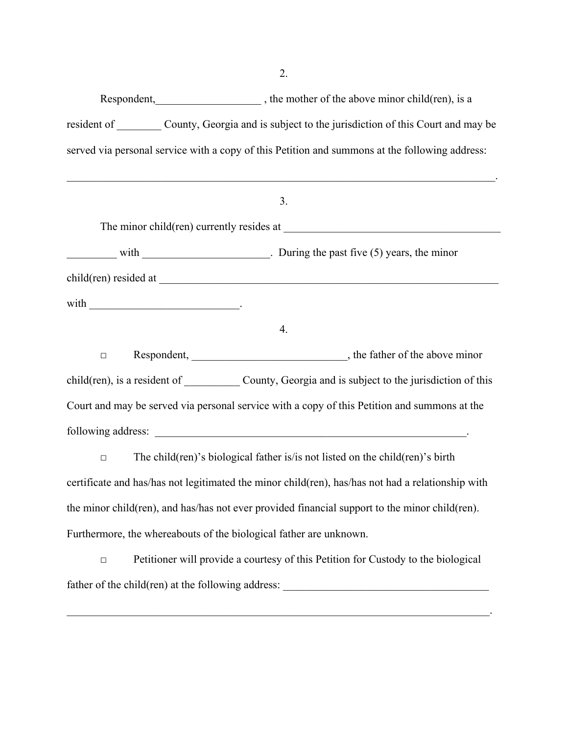2.

Respondent,___________________ , the mother of the above minor child(ren), is a resident of ________ County, Georgia and is subject to the jurisdiction of this Court and may be served via personal service with a copy of this Petition and summons at the following address:

_______________________________________________________________________________.

3.

The minor child(ren) currently resides at ________________________________________ _________ with _______________________. During the past five (5) years, the minor child(ren) resided at _________________________________________________________________ with ___________________________.

4.

□ Respondent, ____________________________, the father of the above minor child(ren), is a resident of __________ County, Georgia and is subject to the jurisdiction of this Court and may be served via personal service with a copy of this Petition and summons at the following address: ____________________________________________________________.

□ The child(ren)'s biological father is/is not listed on the child(ren)'s birth certificate and has/has not legitimated the minor child(ren), has/has not had a relationship with the minor child(ren), and has/has not ever provided financial support to the minor child(ren). Furthermore, the whereabouts of the biological father are unknown.

□ Petitioner will provide a courtesy of this Petition for Custody to the biological father of the child(ren) at the following address: ______________________________________

______________________________________________________________________________.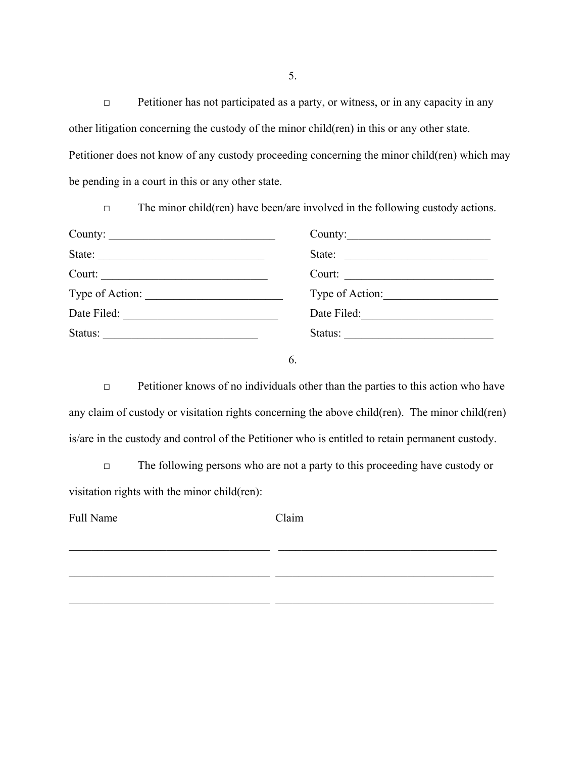5.

□ Petitioner has not participated as a party, or witness, or in any capacity in any other litigation concerning the custody of the minor child(ren) in this or any other state. Petitioner does not know of any custody proceeding concerning the minor child(ren) which may be pending in a court in this or any other state.

□ The minor child(ren) have been/are involved in the following custody actions.

| | |
|---|---|
| County: ______________________________ | County: _________________________ |
| State: ______________________________ | State: _________________________ |
| Court: ______________________________ | Court: __________________________ |
| Type of Action: ________________________ | Type of Action: ____________________ |
| Date Filed: ___________________________ | Date Filed: _______________________ |
| Status: ___________________________ | Status: __________________________ |

6.

□ Petitioner knows of no individuals other than the parties to this action who have any claim of custody or visitation rights concerning the above child(ren). The minor child(ren) is/are in the custody and control of the Petitioner who is entitled to retain permanent custody.

□ The following persons who are not a party to this proceeding have custody or visitation rights with the minor child(ren):

| Full Name | Claim |
|---|---|
| ____________________________________ | ______________________________________ |
| ____________________________________ | ______________________________________ |
| ____________________________________ | ______________________________________ |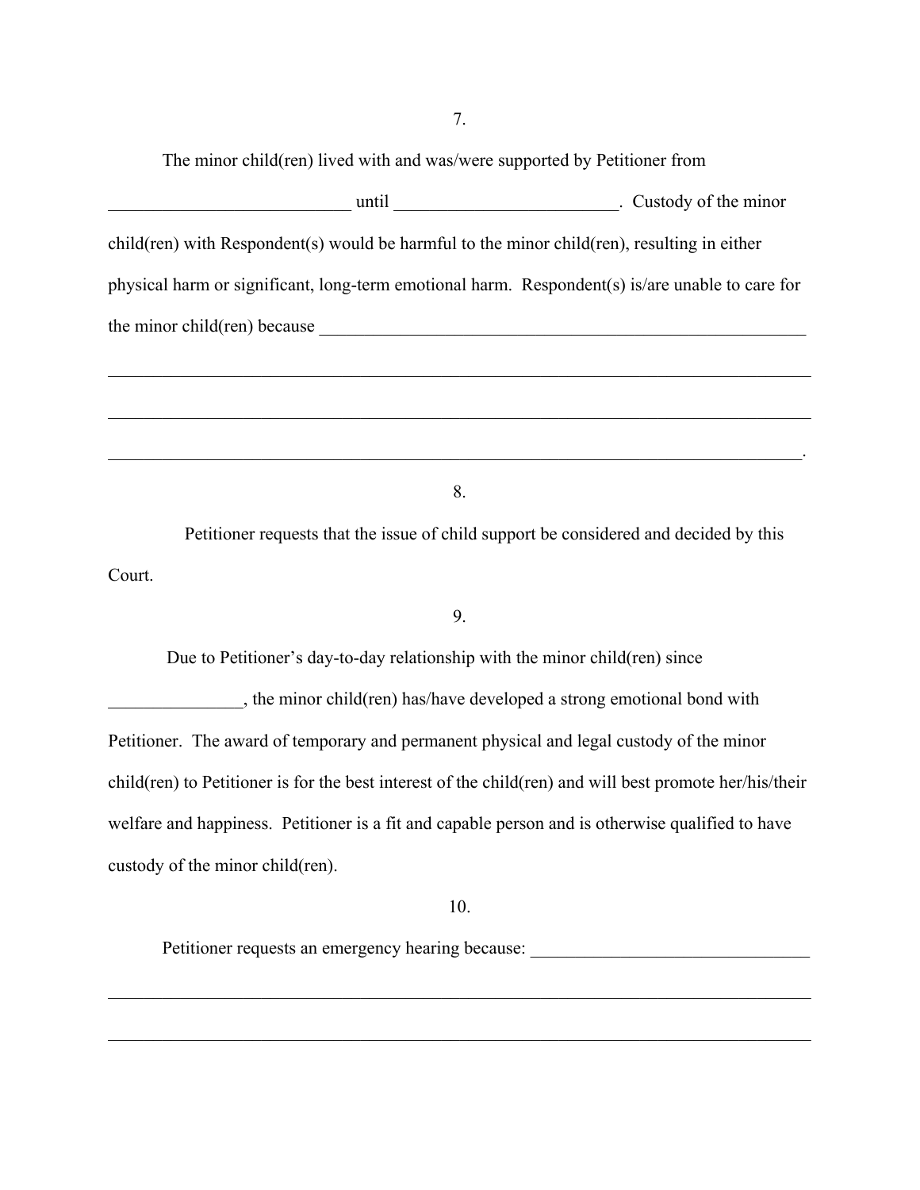7.

The minor child(ren) lived with and was/were supported by Petitioner from ___________________________ until _________________________. Custody of the minor child(ren) with Respondent(s) would be harmful to the minor child(ren), resulting in either physical harm or significant, long-term emotional harm. Respondent(s) is/are unable to care for the minor child(ren) because _________________________________________________________

________________________________________________________________________________

________________________________________________________________________________

_______________________________________________________________________________.

8.

Petitioner requests that the issue of child support be considered and decided by this Court.

9.

Due to Petitioner's day-to-day relationship with the minor child(ren) since _______________, the minor child(ren) has/have developed a strong emotional bond with Petitioner. The award of temporary and permanent physical and legal custody of the minor child(ren) to Petitioner is for the best interest of the child(ren) and will best promote her/his/their welfare and happiness. Petitioner is a fit and capable person and is otherwise qualified to have custody of the minor child(ren).

10.

Petitioner requests an emergency hearing because: _______________________________

________________________________________________________________________________

________________________________________________________________________________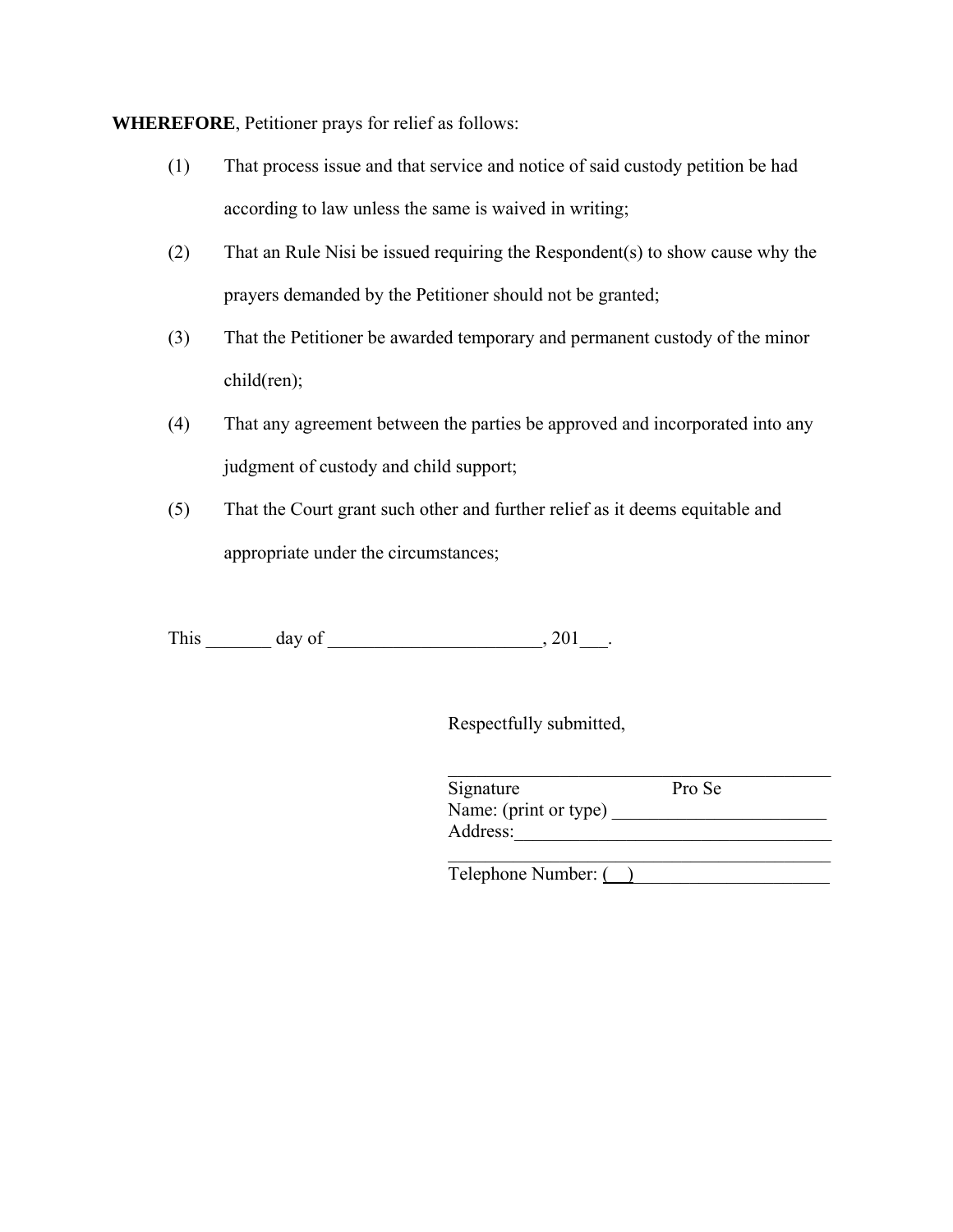**WHEREFORE**, Petitioner prays for relief as follows:

(1) That process issue and that service and notice of said custody petition be had according to law unless the same is waived in writing;

(2) That an Rule Nisi be issued requiring the Respondent(s) to show cause why the prayers demanded by the Petitioner should not be granted;

(3) That the Petitioner be awarded temporary and permanent custody of the minor child(ren);

(4) That any agreement between the parties be approved and incorporated into any judgment of custody and child support;

(5) That the Court grant such other and further relief as it deems equitable and appropriate under the circumstances;

This _______ day of _______________________, 201___.

Respectfully submitted,

_________________________________________
Signature Pro Se
Name: (print or type) _______________________
Address:___________________________________
_________________________________________
Telephone Number: (   )____________________